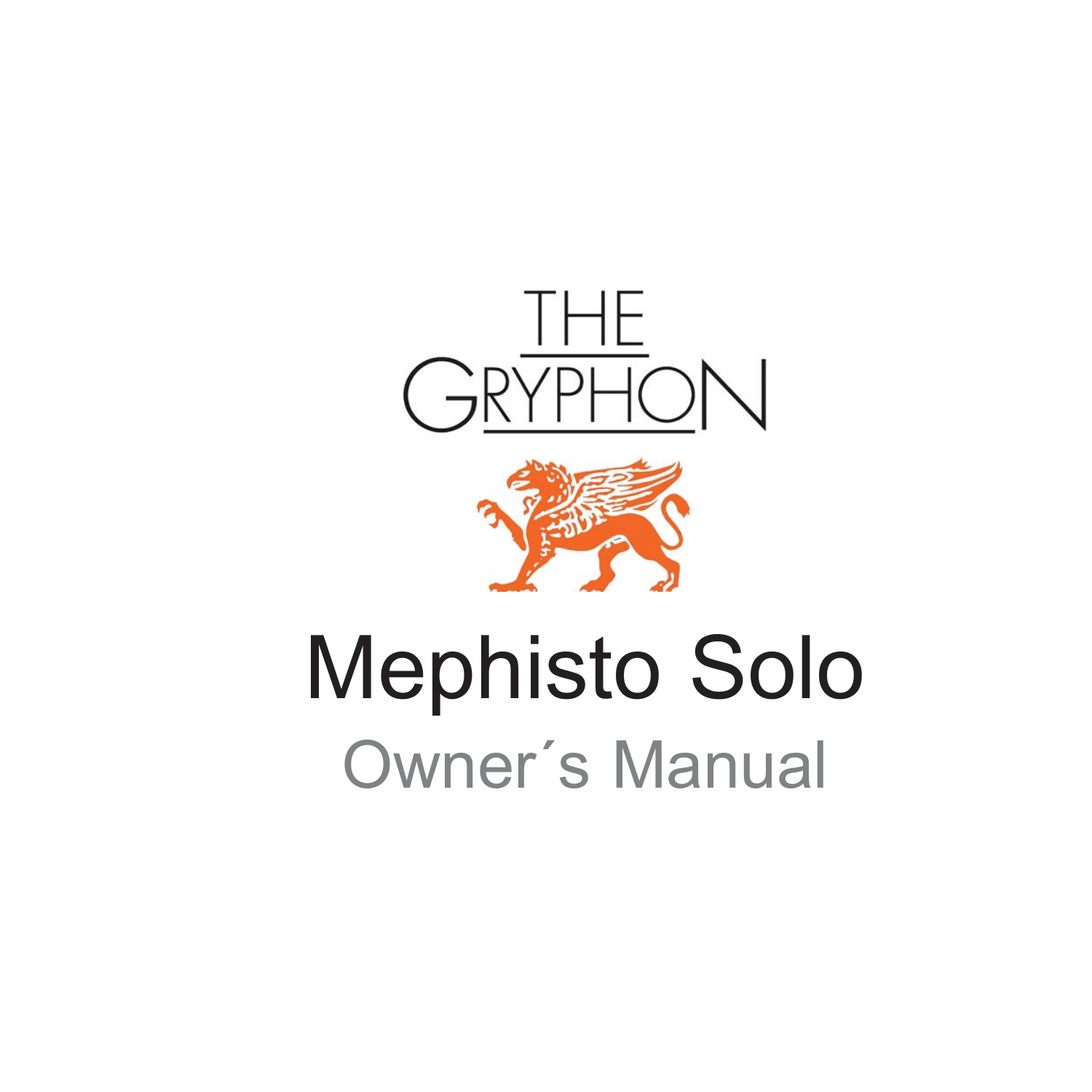THE GRYPHON

# Mephisto Solo

## Owner´s Manual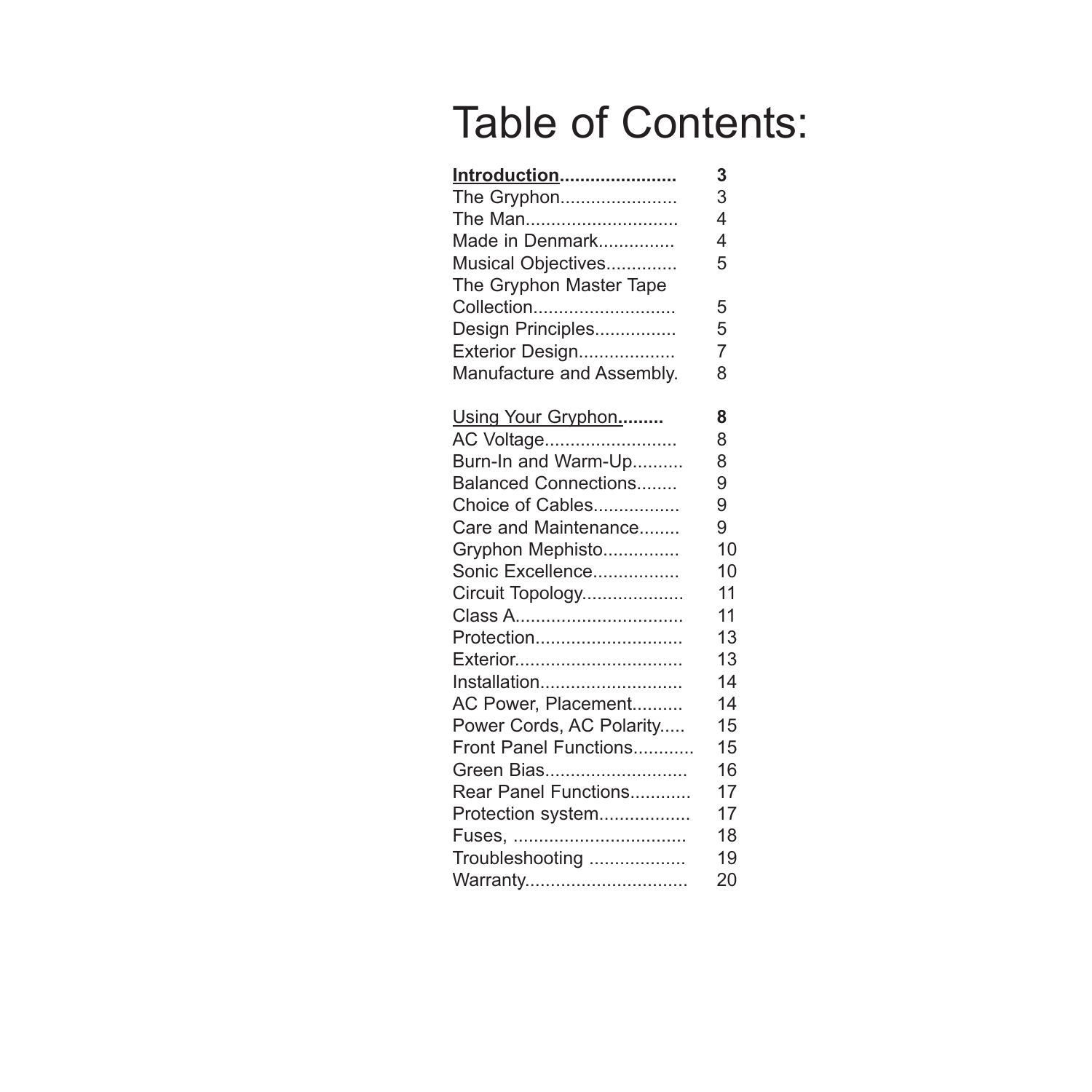# Table of Contents:

**Introduction......................** **3**
The Gryphon...................... 3
The Man............................. 4
Made in Denmark............... 4
Musical Objectives............. 5
The Gryphon Master Tape Collection........................... 5
Design Principles............... 5
Exterior Design.................. 7
Manufacture and Assembly. 8

Using Your Gryphon**.........** **8**
AC Voltage......................... 8
Burn-In and Warm-Up.......... 8
Balanced Connections........ 9
Choice of Cables................ 9
Care and Maintenance........ 9
Gryphon Mephisto.............. 10
Sonic Excellence................ 10
Circuit Topology................... 11
Class A................................ 11
Protection............................ 13
Exterior................................ 13
Installation........................... 14
AC Power, Placement.......... 14
Power Cords, AC Polarity..... 15
Front Panel Functions........... 15
Green Bias........................... 16
Rear Panel Functions............ 17
Protection system................. 17
Fuses, ................................. 18
Troubleshooting ................... 19
Warranty............................... 20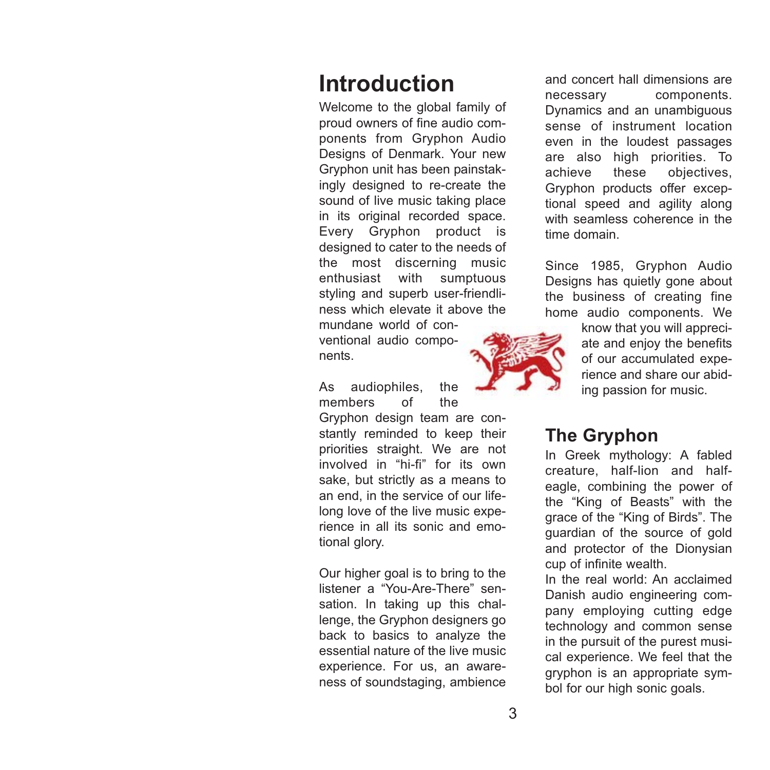# Introduction

Welcome to the global family of proud owners of fine audio components from Gryphon Audio Designs of Denmark. Your new Gryphon unit has been painstakingly designed to re-create the sound of live music taking place in its original recorded space. Every Gryphon product is designed to cater to the needs of the most discerning music enthusiast with sumptuous styling and superb user-friendliness which elevate it above the mundane world of conventional audio components.

As audiophiles, the members of the Gryphon design team are constantly reminded to keep their priorities straight. We are not involved in "hi-fi" for its own sake, but strictly as a means to an end, in the service of our lifelong love of the live music experience in all its sonic and emotional glory.

Our higher goal is to bring to the listener a "You-Are-There" sensation. In taking up this challenge, the Gryphon designers go back to basics to analyze the essential nature of the live music experience. For us, an awareness of soundstaging, ambience and concert hall dimensions are necessary components. Dynamics and an unambiguous sense of instrument location even in the loudest passages are also high priorities. To achieve these objectives, Gryphon products offer exceptional speed and agility along with seamless coherence in the time domain.

Since 1985, Gryphon Audio Designs has quietly gone about the business of creating fine home audio components. We know that you will appreciate and enjoy the benefits of our accumulated experience and share our abiding passion for music.

## The Gryphon

In Greek mythology: A fabled creature, half-lion and half-eagle, combining the power of the "King of Beasts" with the grace of the "King of Birds". The guardian of the source of gold and protector of the Dionysian cup of infinite wealth.

In the real world: An acclaimed Danish audio engineering company employing cutting edge technology and common sense in the pursuit of the purest musical experience. We feel that the gryphon is an appropriate symbol for our high sonic goals.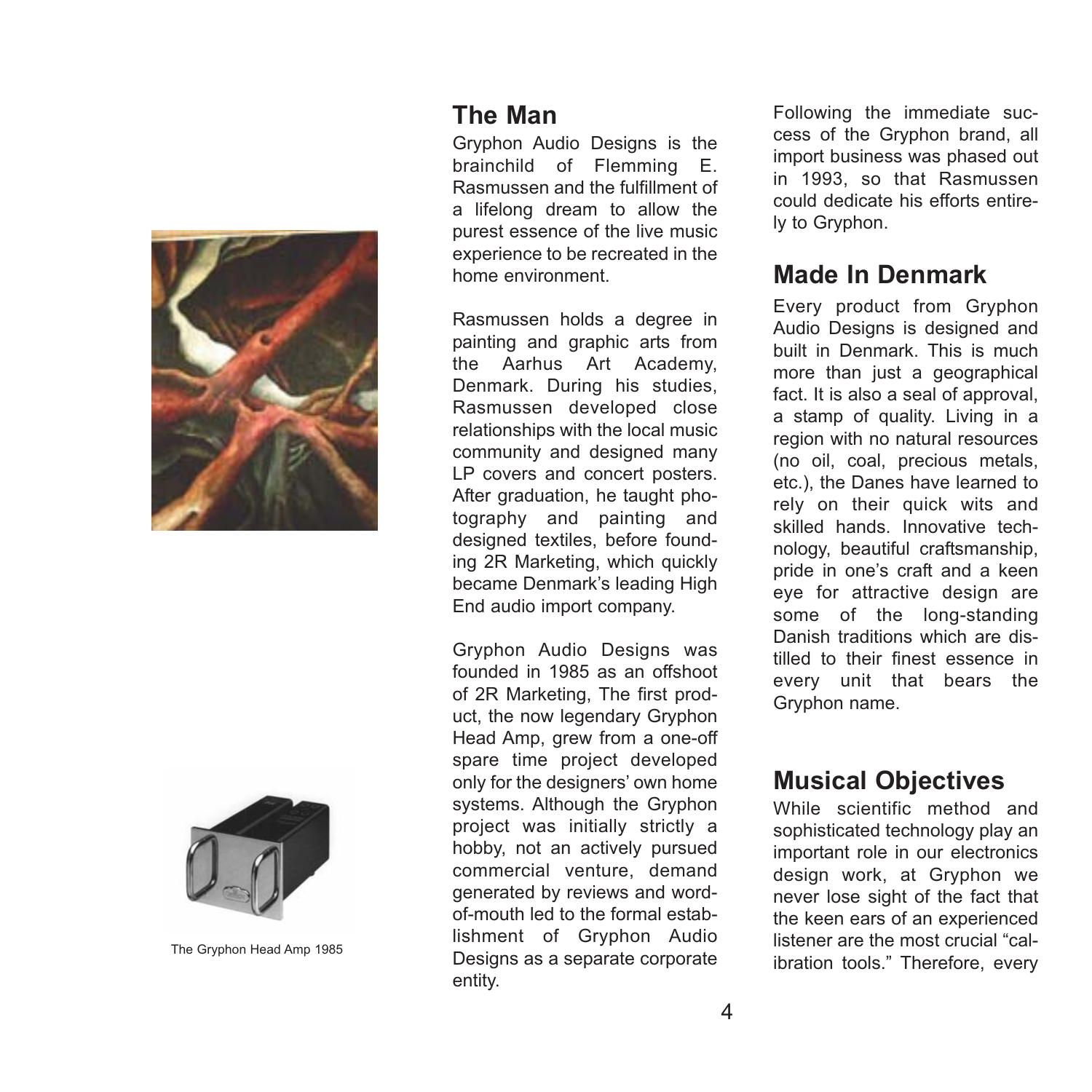## The Man

Gryphon Audio Designs is the brainchild of Flemming E. Rasmussen and the fulfillment of a lifelong dream to allow the purest essence of the live music experience to be recreated in the home environment.

Rasmussen holds a degree in painting and graphic arts from the Aarhus Art Academy, Denmark. During his studies, Rasmussen developed close relationships with the local music community and designed many LP covers and concert posters. After graduation, he taught photography and painting and designed textiles, before founding 2R Marketing, which quickly became Denmark's leading High End audio import company.

Gryphon Audio Designs was founded in 1985 as an offshoot of 2R Marketing, The first product, the now legendary Gryphon Head Amp, grew from a one-off spare time project developed only for the designers' own home systems. Although the Gryphon project was initially strictly a hobby, not an actively pursued commercial venture, demand generated by reviews and word-of-mouth led to the formal establishment of Gryphon Audio Designs as a separate corporate entity.

The Gryphon Head Amp 1985

Following the immediate success of the Gryphon brand, all import business was phased out in 1993, so that Rasmussen could dedicate his efforts entirely to Gryphon.

## Made In Denmark

Every product from Gryphon Audio Designs is designed and built in Denmark. This is much more than just a geographical fact. It is also a seal of approval, a stamp of quality. Living in a region with no natural resources (no oil, coal, precious metals, etc.), the Danes have learned to rely on their quick wits and skilled hands. Innovative technology, beautiful craftsmanship, pride in one's craft and a keen eye for attractive design are some of the long-standing Danish traditions which are distilled to their finest essence in every unit that bears the Gryphon name.

## Musical Objectives

While scientific method and sophisticated technology play an important role in our electronics design work, at Gryphon we never lose sight of the fact that the keen ears of an experienced listener are the most crucial "calibration tools." Therefore, every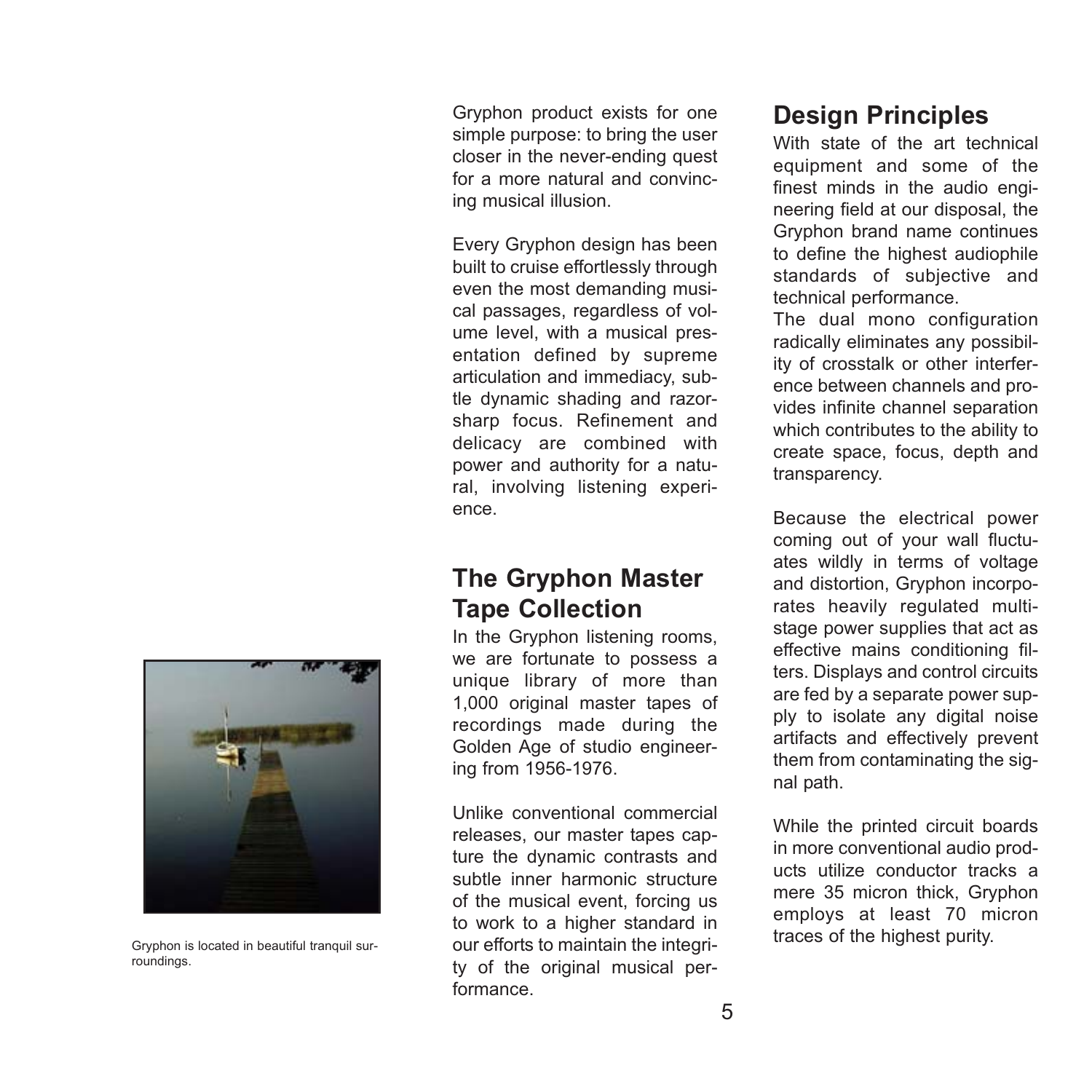Gryphon product exists for one simple purpose: to bring the user closer in the never-ending quest for a more natural and convincing musical illusion.

Every Gryphon design has been built to cruise effortlessly through even the most demanding musical passages, regardless of volume level, with a musical presentation defined by supreme articulation and immediacy, subtle dynamic shading and razor-sharp focus. Refinement and delicacy are combined with power and authority for a natural, involving listening experience.

## The Gryphon Master Tape Collection

In the Gryphon listening rooms, we are fortunate to possess a unique library of more than 1,000 original master tapes of recordings made during the Golden Age of studio engineering from 1956-1976.

Unlike conventional commercial releases, our master tapes capture the dynamic contrasts and subtle inner harmonic structure of the musical event, forcing us to work to a higher standard in our efforts to maintain the integrity of the original musical performance.

Gryphon is located in beautiful tranquil surroundings.

## Design Principles

With state of the art technical equipment and some of the finest minds in the audio engineering field at our disposal, the Gryphon brand name continues to define the highest audiophile standards of subjective and technical performance.

The dual mono configuration radically eliminates any possibility of crosstalk or other interference between channels and provides infinite channel separation which contributes to the ability to create space, focus, depth and transparency.

Because the electrical power coming out of your wall fluctuates wildly in terms of voltage and distortion, Gryphon incorporates heavily regulated multi-stage power supplies that act as effective mains conditioning filters. Displays and control circuits are fed by a separate power supply to isolate any digital noise artifacts and effectively prevent them from contaminating the signal path.

While the printed circuit boards in more conventional audio products utilize conductor tracks a mere 35 micron thick, Gryphon employs at least 70 micron traces of the highest purity.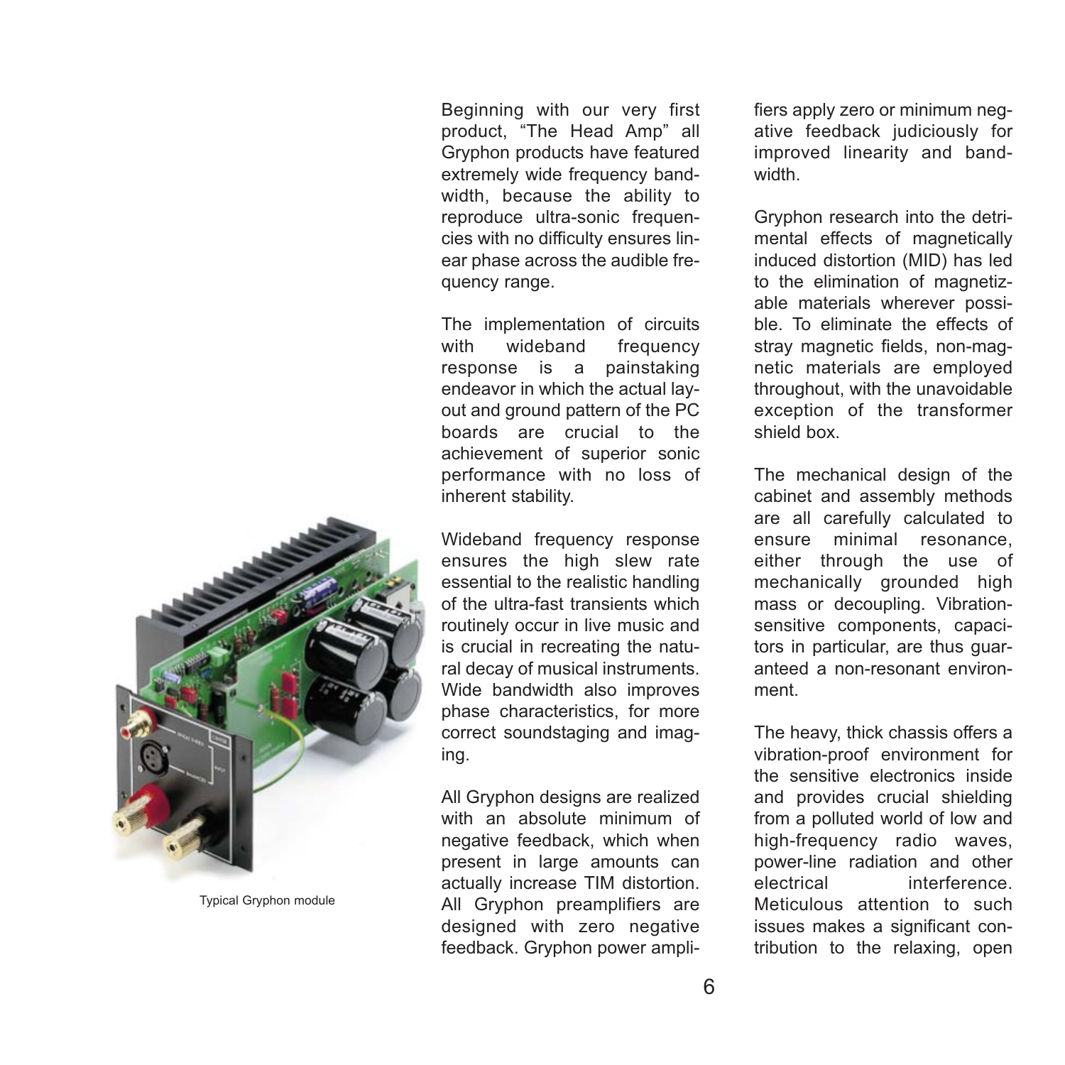Typical Gryphon module

Beginning with our very first product, “The Head Amp” all Gryphon products have featured extremely wide frequency bandwidth, because the ability to reproduce ultra-sonic frequencies with no difficulty ensures linear phase across the audible frequency range.

The implementation of circuits with wideband frequency response is a painstaking endeavor in which the actual layout and ground pattern of the PC boards are crucial to the achievement of superior sonic performance with no loss of inherent stability.

Wideband frequency response ensures the high slew rate essential to the realistic handling of the ultra-fast transients which routinely occur in live music and is crucial in recreating the natural decay of musical instruments. Wide bandwidth also improves phase characteristics, for more correct soundstaging and imaging.

All Gryphon designs are realized with an absolute minimum of negative feedback, which when present in large amounts can actually increase TIM distortion. All Gryphon preamplifiers are designed with zero negative feedback. Gryphon power amplifiers apply zero or minimum negative feedback judiciously for improved linearity and bandwidth.

Gryphon research into the detrimental effects of magnetically induced distortion (MID) has led to the elimination of magnetizable materials wherever possible. To eliminate the effects of stray magnetic fields, non-magnetic materials are employed throughout, with the unavoidable exception of the transformer shield box.

The mechanical design of the cabinet and assembly methods are all carefully calculated to ensure minimal resonance, either through the use of mechanically grounded high mass or decoupling. Vibration-sensitive components, capacitors in particular, are thus guaranteed a non-resonant environment.

The heavy, thick chassis offers a vibration-proof environment for the sensitive electronics inside and provides crucial shielding from a polluted world of low and high-frequency radio waves, power-line radiation and other electrical interference. Meticulous attention to such issues makes a significant contribution to the relaxing, open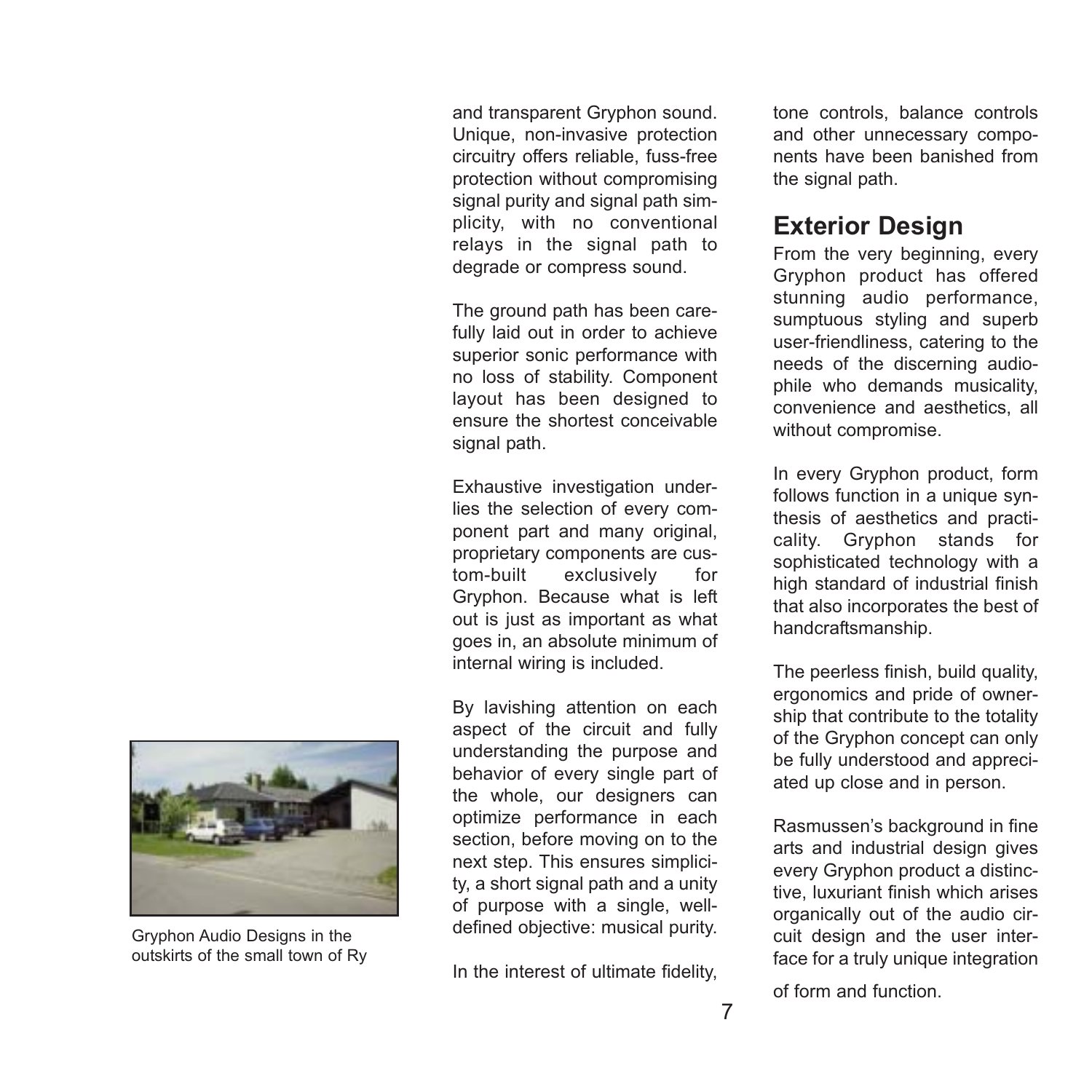and transparent Gryphon sound. Unique, non-invasive protection circuitry offers reliable, fuss-free protection without compromising signal purity and signal path simplicity, with no conventional relays in the signal path to degrade or compress sound.

The ground path has been carefully laid out in order to achieve superior sonic performance with no loss of stability. Component layout has been designed to ensure the shortest conceivable signal path.

Exhaustive investigation underlies the selection of every component part and many original, proprietary components are custom-built exclusively for Gryphon. Because what is left out is just as important as what goes in, an absolute minimum of internal wiring is included.

By lavishing attention on each aspect of the circuit and fully understanding the purpose and behavior of every single part of the whole, our designers can optimize performance in each section, before moving on to the next step. This ensures simplicity, a short signal path and a unity of purpose with a single, well-defined objective: musical purity.

In the interest of ultimate fidelity, tone controls, balance controls and other unnecessary components have been banished from the signal path.

Gryphon Audio Designs in the outskirts of the small town of Ry

## Exterior Design

From the very beginning, every Gryphon product has offered stunning audio performance, sumptuous styling and superb user-friendliness, catering to the needs of the discerning audiophile who demands musicality, convenience and aesthetics, all without compromise.

In every Gryphon product, form follows function in a unique synthesis of aesthetics and practicality. Gryphon stands for sophisticated technology with a high standard of industrial finish that also incorporates the best of handcraftsmanship.

The peerless finish, build quality, ergonomics and pride of ownership that contribute to the totality of the Gryphon concept can only be fully understood and appreciated up close and in person.

Rasmussen's background in fine arts and industrial design gives every Gryphon product a distinctive, luxuriant finish which arises organically out of the audio circuit design and the user interface for a truly unique integration of form and function.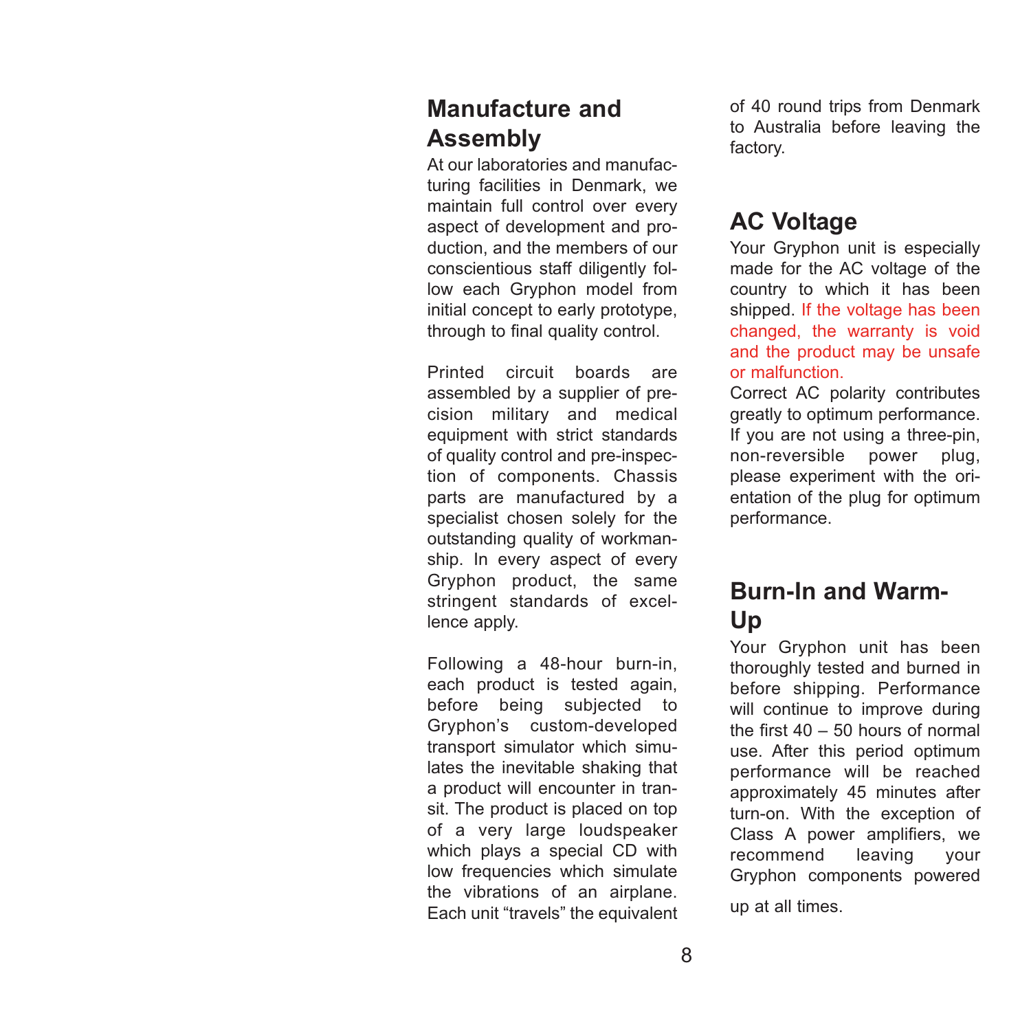## Manufacture and Assembly

At our laboratories and manufacturing facilities in Denmark, we maintain full control over every aspect of development and production, and the members of our conscientious staff diligently follow each Gryphon model from initial concept to early prototype, through to final quality control.

Printed circuit boards are assembled by a supplier of precision military and medical equipment with strict standards of quality control and pre-inspection of components. Chassis parts are manufactured by a specialist chosen solely for the outstanding quality of workmanship. In every aspect of every Gryphon product, the same stringent standards of excellence apply.

Following a 48-hour burn-in, each product is tested again, before being subjected to Gryphon's custom-developed transport simulator which simulates the inevitable shaking that a product will encounter in transit. The product is placed on top of a very large loudspeaker which plays a special CD with low frequencies which simulate the vibrations of an airplane. Each unit "travels" the equivalent of 40 round trips from Denmark to Australia before leaving the factory.

## AC Voltage

Your Gryphon unit is especially made for the AC voltage of the country to which it has been shipped. If the voltage has been changed, the warranty is void and the product may be unsafe or malfunction.

Correct AC polarity contributes greatly to optimum performance. If you are not using a three-pin, non-reversible power plug, please experiment with the orientation of the plug for optimum performance.

## Burn-In and Warm-Up

Your Gryphon unit has been thoroughly tested and burned in before shipping. Performance will continue to improve during the first 40 – 50 hours of normal use. After this period optimum performance will be reached approximately 45 minutes after turn-on. With the exception of Class A power amplifiers, we recommend leaving your Gryphon components powered up at all times.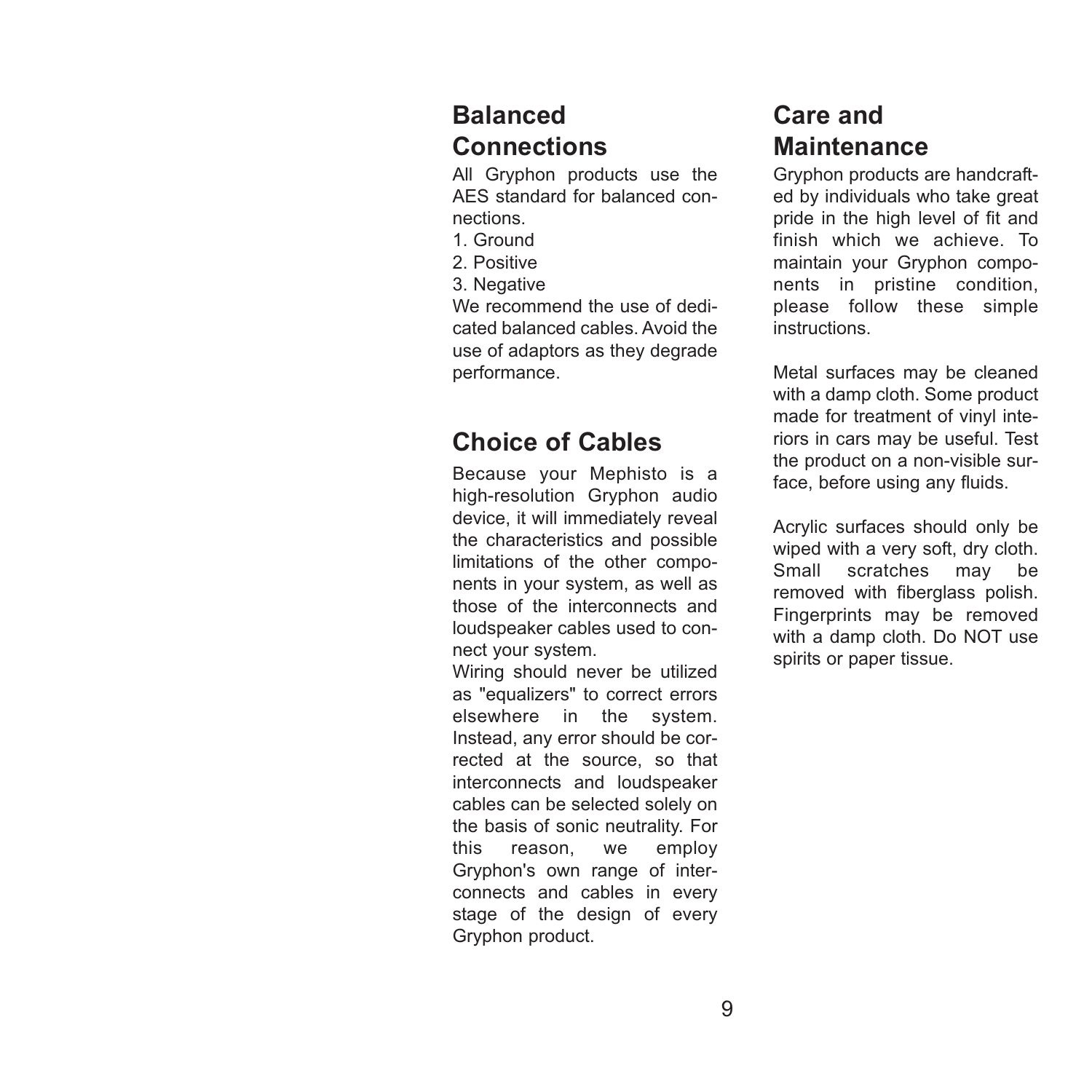## Balanced Connections

All Gryphon products use the AES standard for balanced connections.

1. Ground
2. Positive
3. Negative

We recommend the use of dedicated balanced cables. Avoid the use of adaptors as they degrade performance.

## Choice of Cables

Because your Mephisto is a high-resolution Gryphon audio device, it will immediately reveal the characteristics and possible limitations of the other components in your system, as well as those of the interconnects and loudspeaker cables used to connect your system.

Wiring should never be utilized as "equalizers" to correct errors elsewhere in the system. Instead, any error should be corrected at the source, so that interconnects and loudspeaker cables can be selected solely on the basis of sonic neutrality. For this reason, we employ Gryphon's own range of interconnects and cables in every stage of the design of every Gryphon product.

## Care and Maintenance

Gryphon products are handcrafted by individuals who take great pride in the high level of fit and finish which we achieve. To maintain your Gryphon components in pristine condition, please follow these simple instructions.

Metal surfaces may be cleaned with a damp cloth. Some product made for treatment of vinyl interiors in cars may be useful. Test the product on a non-visible surface, before using any fluids.

Acrylic surfaces should only be wiped with a very soft, dry cloth. Small scratches may be removed with fiberglass polish. Fingerprints may be removed with a damp cloth. Do NOT use spirits or paper tissue.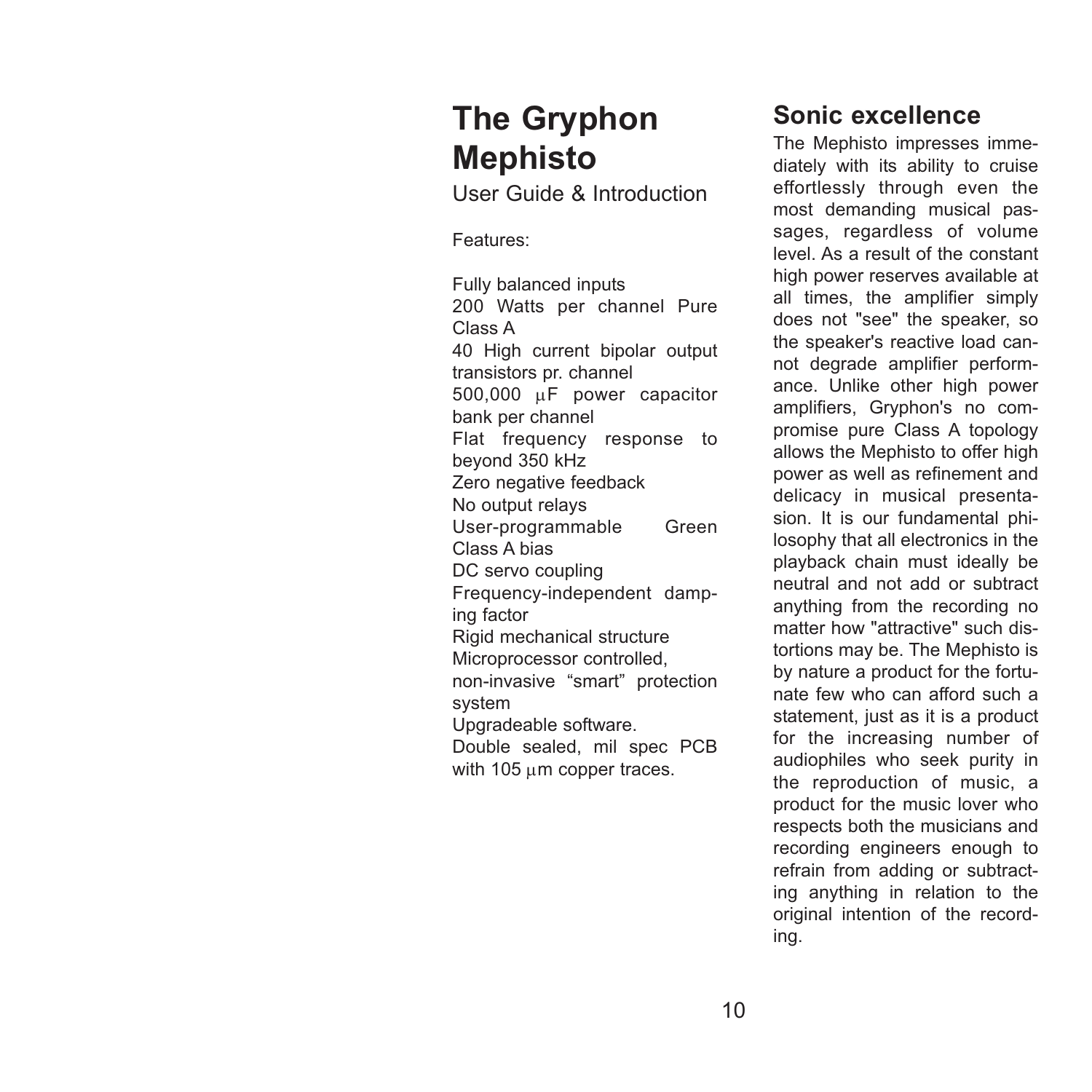# The Gryphon Mephisto

User Guide & Introduction

Features:

Fully balanced inputs
200 Watts per channel Pure Class A
40 High current bipolar output transistors pr. channel
500,000 μF power capacitor bank per channel
Flat frequency response to beyond 350 kHz
Zero negative feedback
No output relays
User-programmable Green Class A bias
DC servo coupling
Frequency-independent damping factor
Rigid mechanical structure
Microprocessor controlled,
non-invasive “smart” protection system
Upgradeable software.
Double sealed, mil spec PCB with 105 μm copper traces.

## Sonic excellence

The Mephisto impresses immediately with its ability to cruise effortlessly through even the most demanding musical passages, regardless of volume level. As a result of the constant high power reserves available at all times, the amplifier simply does not "see" the speaker, so the speaker's reactive load cannot degrade amplifier performance. Unlike other high power amplifiers, Gryphon's no compromise pure Class A topology allows the Mephisto to offer high power as well as refinement and delicacy in musical presentasion. It is our fundamental philosophy that all electronics in the playback chain must ideally be neutral and not add or subtract anything from the recording no matter how "attractive" such distortions may be. The Mephisto is by nature a product for the fortunate few who can afford such a statement, just as it is a product for the increasing number of audiophiles who seek purity in the reproduction of music, a product for the music lover who respects both the musicians and recording engineers enough to refrain from adding or subtracting anything in relation to the original intention of the recording.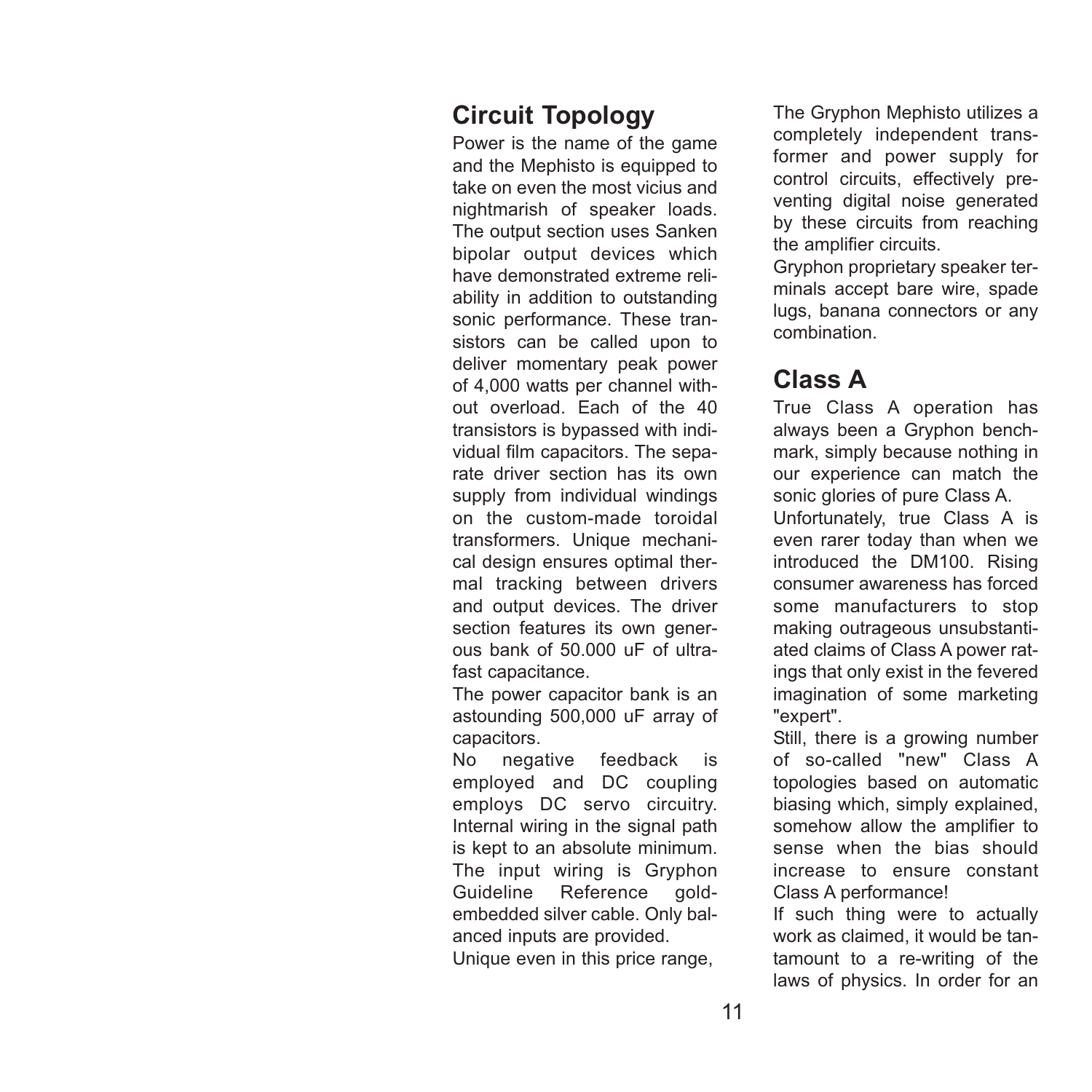## Circuit Topology

Power is the name of the game and the Mephisto is equipped to take on even the most vicius and nightmarish of speaker loads. The output section uses Sanken bipolar output devices which have demonstrated extreme reliability in addition to outstanding sonic performance. These transistors can be called upon to deliver momentary peak power of 4,000 watts per channel without overload. Each of the 40 transistors is bypassed with individual film capacitors. The separate driver section has its own supply from individual windings on the custom-made toroidal transformers. Unique mechanical design ensures optimal thermal tracking between drivers and output devices. The driver section features its own generous bank of 50.000 uF of ultra-fast capacitance.

The power capacitor bank is an astounding 500,000 uF array of capacitors.

No negative feedback is employed and DC coupling employs DC servo circuitry. Internal wiring in the signal path is kept to an absolute minimum. The input wiring is Gryphon Guideline Reference gold-embedded silver cable. Only balanced inputs are provided.

Unique even in this price range, The Gryphon Mephisto utilizes a completely independent transformer and power supply for control circuits, effectively preventing digital noise generated by these circuits from reaching the amplifier circuits.

Gryphon proprietary speaker terminals accept bare wire, spade lugs, banana connectors or any combination.

## Class A

True Class A operation has always been a Gryphon benchmark, simply because nothing in our experience can match the sonic glories of pure Class A.

Unfortunately, true Class A is even rarer today than when we introduced the DM100. Rising consumer awareness has forced some manufacturers to stop making outrageous unsubstantiated claims of Class A power ratings that only exist in the fevered imagination of some marketing "expert".

Still, there is a growing number of so-called "new" Class A topologies based on automatic biasing which, simply explained, somehow allow the amplifier to sense when the bias should increase to ensure constant Class A performance!

If such thing were to actually work as claimed, it would be tantamount to a re-writing of the laws of physics. In order for an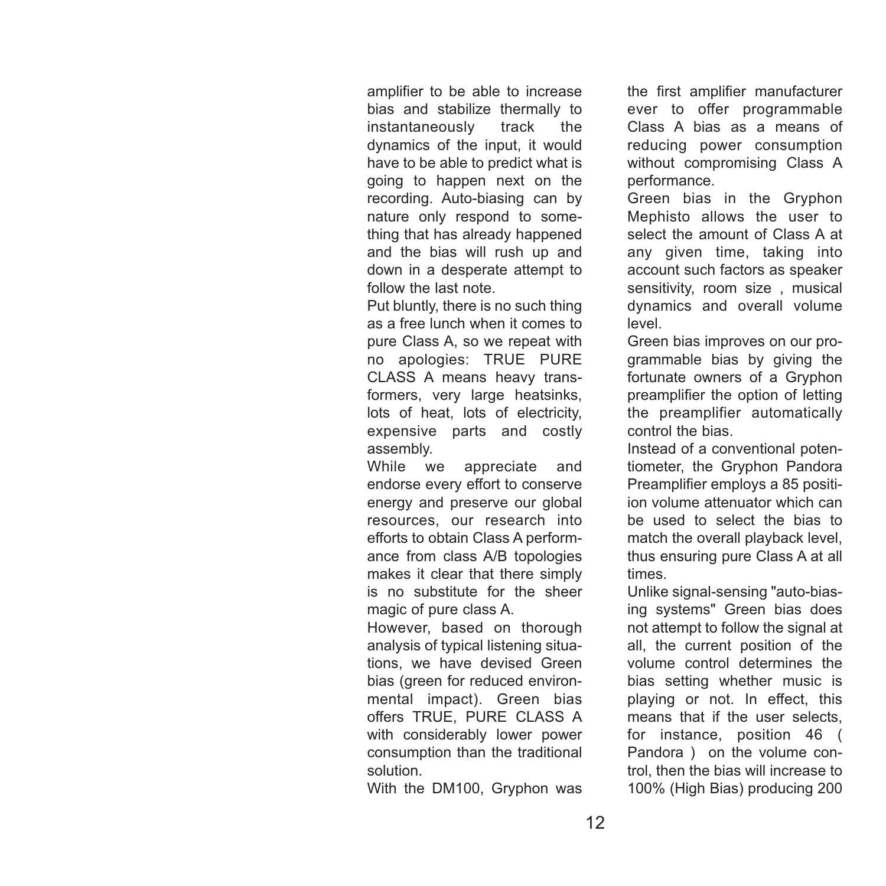amplifier to be able to increase bias and stabilize thermally to instantaneously track the dynamics of the input, it would have to be able to predict what is going to happen next on the recording. Auto-biasing can by nature only respond to something that has already happened and the bias will rush up and down in a desperate attempt to follow the last note.

Put bluntly, there is no such thing as a free lunch when it comes to pure Class A, so we repeat with no apologies: TRUE PURE CLASS A means heavy transformers, very large heatsinks, lots of heat, lots of electricity, expensive parts and costly assembly.

While we appreciate and endorse every effort to conserve energy and preserve our global resources, our research into efforts to obtain Class A performance from class A/B topologies makes it clear that there simply is no substitute for the sheer magic of pure class A.

However, based on thorough analysis of typical listening situations, we have devised Green bias (green for reduced environmental impact). Green bias offers TRUE, PURE CLASS A with considerably lower power consumption than the traditional solution.

With the DM100, Gryphon was the first amplifier manufacturer ever to offer programmable Class A bias as a means of reducing power consumption without compromising Class A performance.

Green bias in the Gryphon Mephisto allows the user to select the amount of Class A at any given time, taking into account such factors as speaker sensitivity, room size , musical dynamics and overall volume level.

Green bias improves on our programmable bias by giving the fortunate owners of a Gryphon preamplifier the option of letting the preamplifier automatically control the bias.

Instead of a conventional potentiometer, the Gryphon Pandora Preamplifier employs a 85 position volume attenuator which can be used to select the bias to match the overall playback level, thus ensuring pure Class A at all times.

Unlike signal-sensing "auto-biasing systems" Green bias does not attempt to follow the signal at all, the current position of the volume control determines the bias setting whether music is playing or not. In effect, this means that if the user selects, for instance, position 46 ( Pandora ) on the volume control, then the bias will increase to 100% (High Bias) producing 200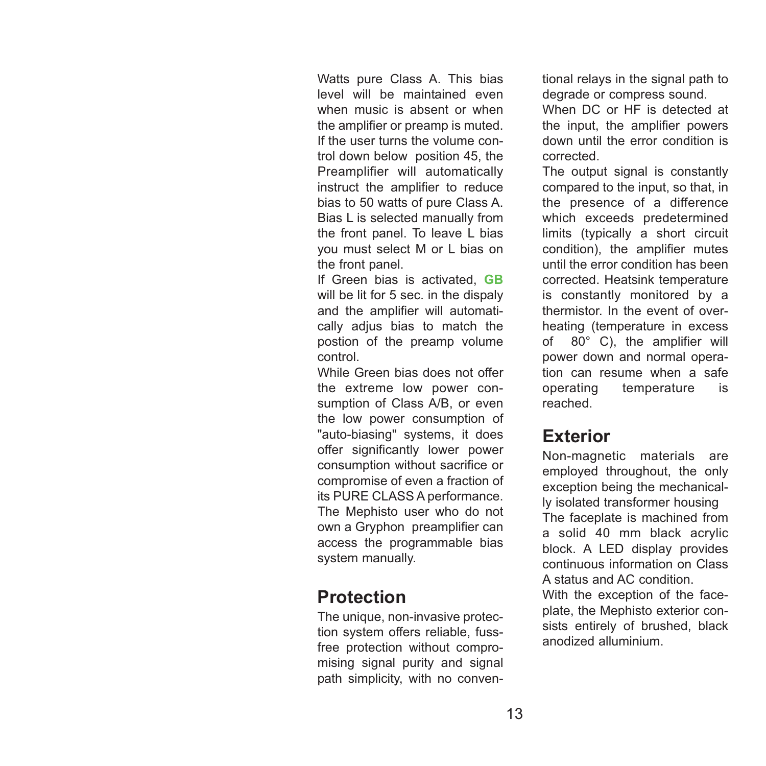Watts pure Class A. This bias level will be maintained even when music is absent or when the amplifier or preamp is muted. If the user turns the volume control down below  position 45, the Preamplifier will automatically instruct the amplifier to reduce bias to 50 watts of pure Class A. Bias L is selected manually from the front panel. To leave L bias you must select M or L bias on the front panel.

If Green bias is activated, **GB** will be lit for 5 sec. in the dispaly and the amplifier will automatically adjus bias to match the postion of the preamp volume control.

While Green bias does not offer the extreme low power consumption of Class A/B, or even the low power consumption of "auto-biasing" systems, it does offer significantly lower power consumption without sacrifice or compromise of even a fraction of its PURE CLASS A performance. The Mephisto user who do not own a Gryphon  preamplifier can access the programmable bias system manually.

## Protection

The unique, non-invasive protection system offers reliable, fuss-free protection without compromising signal purity and signal path simplicity, with no conventional relays in the signal path to degrade or compress sound.

When DC or HF is detected at the input, the amplifier powers down until the error condition is corrected.

The output signal is constantly compared to the input, so that, in the presence of a difference which exceeds predetermined limits (typically a short circuit condition), the amplifier mutes until the error condition has been corrected. Heatsink temperature is constantly monitored by a thermistor. In the event of overheating (temperature in excess of  80° C), the amplifier will power down and normal operation can resume when a safe operating temperature is reached.

## Exterior

Non-magnetic materials are employed throughout, the only exception being the mechanically isolated transformer housing

The faceplate is machined from a solid 40 mm black acrylic block. A LED display provides continuous information on Class A status and AC condition.

With the exception of the faceplate, the Mephisto exterior consists entirely of brushed, black anodized alluminium.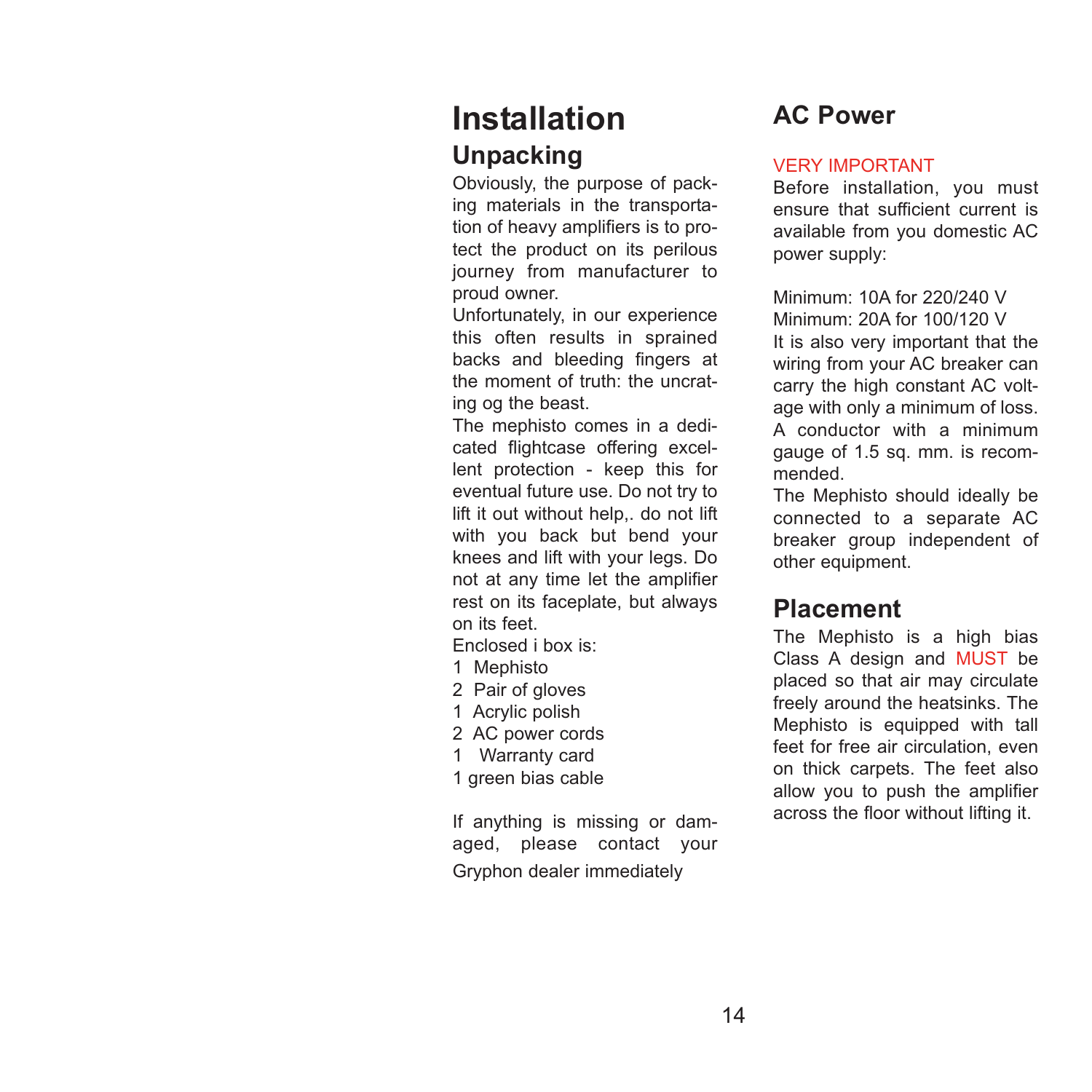# Installation

## Unpacking

Obviously, the purpose of packing materials in the transportation of heavy amplifiers is to protect the product on its perilous journey from manufacturer to proud owner.

Unfortunately, in our experience this often results in sprained backs and bleeding fingers at the moment of truth: the uncrating og the beast.

The mephisto comes in a dedicated flightcase offering excellent protection - keep this for eventual future use. Do not try to lift it out without help,. do not lift with you back but bend your knees and lift with your legs. Do not at any time let the amplifier rest on its faceplate, but always on its feet.

Enclosed i box is:

1 Mephisto
2 Pair of gloves
1 Acrylic polish
2 AC power cords
1 Warranty card
1 green bias cable

If anything is missing or damaged, please contact your Gryphon dealer immediately

## AC Power

VERY IMPORTANT

Before installation, you must ensure that sufficient current is available from you domestic AC power supply:

Minimum: 10A for 220/240 V
Minimum: 20A for 100/120 V

It is also very important that the wiring from your AC breaker can carry the high constant AC voltage with only a minimum of loss. A conductor with a minimum gauge of 1.5 sq. mm. is recommended.

The Mephisto should ideally be connected to a separate AC breaker group independent of other equipment.

## Placement

The Mephisto is a high bias Class A design and MUST be placed so that air may circulate freely around the heatsinks. The Mephisto is equipped with tall feet for free air circulation, even on thick carpets. The feet also allow you to push the amplifier across the floor without lifting it.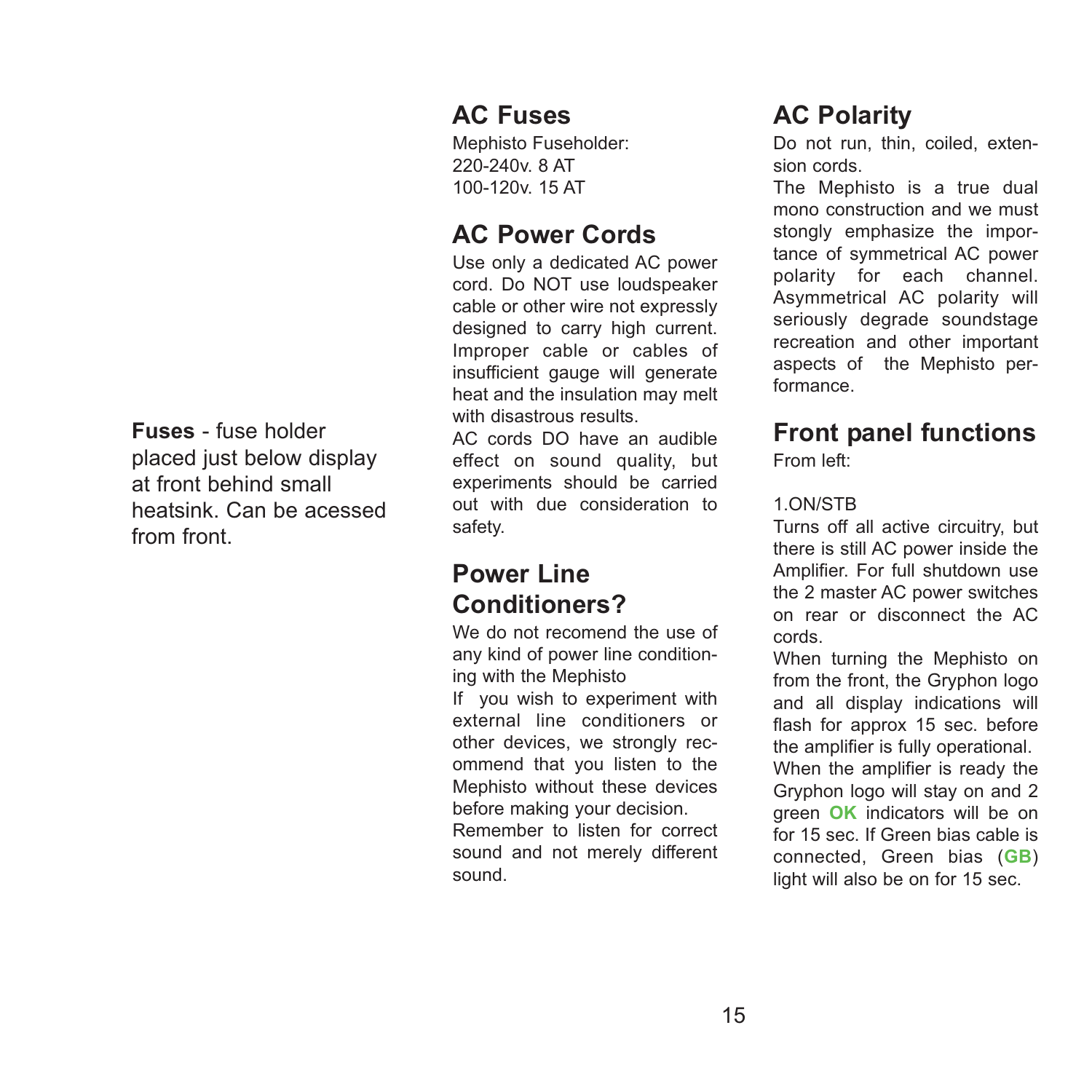**Fuses** - fuse holder placed just below display at front behind small heatsink. Can be acessed from front.

## AC Fuses

Mephisto Fuseholder:
220-240v. 8 AT
100-120v. 15 AT

## AC Power Cords

Use only a dedicated AC power cord. Do NOT use loudspeaker cable or other wire not expressly designed to carry high current. Improper cable or cables of insufficient gauge will generate heat and the insulation may melt with disastrous results.
AC cords DO have an audible effect on sound quality, but experiments should be carried out with due consideration to safety.

## Power Line Conditioners?

We do not recomend the use of any kind of power line conditioning with the Mephisto
If you wish to experiment with external line conditioners or other devices, we strongly recommend that you listen to the Mephisto without these devices before making your decision.
Remember to listen for correct sound and not merely different sound.

## AC Polarity

Do not run, thin, coiled, extension cords.
The Mephisto is a true dual mono construction and we must stongly emphasize the importance of symmetrical AC power polarity for each channel. Asymmetrical AC polarity will seriously degrade soundstage recreation and other important aspects of the Mephisto performance.

## Front panel functions

From left:

1.ON/STB
Turns off all active circuitry, but there is still AC power inside the Amplifier. For full shutdown use the 2 master AC power switches on rear or disconnect the AC cords.
When turning the Mephisto on from the front, the Gryphon logo and all display indications will flash for approx 15 sec. before the amplifier is fully operational.
When the amplifier is ready the Gryphon logo will stay on and 2 green **OK** indicators will be on for 15 sec. If Green bias cable is connected, Green bias (**GB**) light will also be on for 15 sec.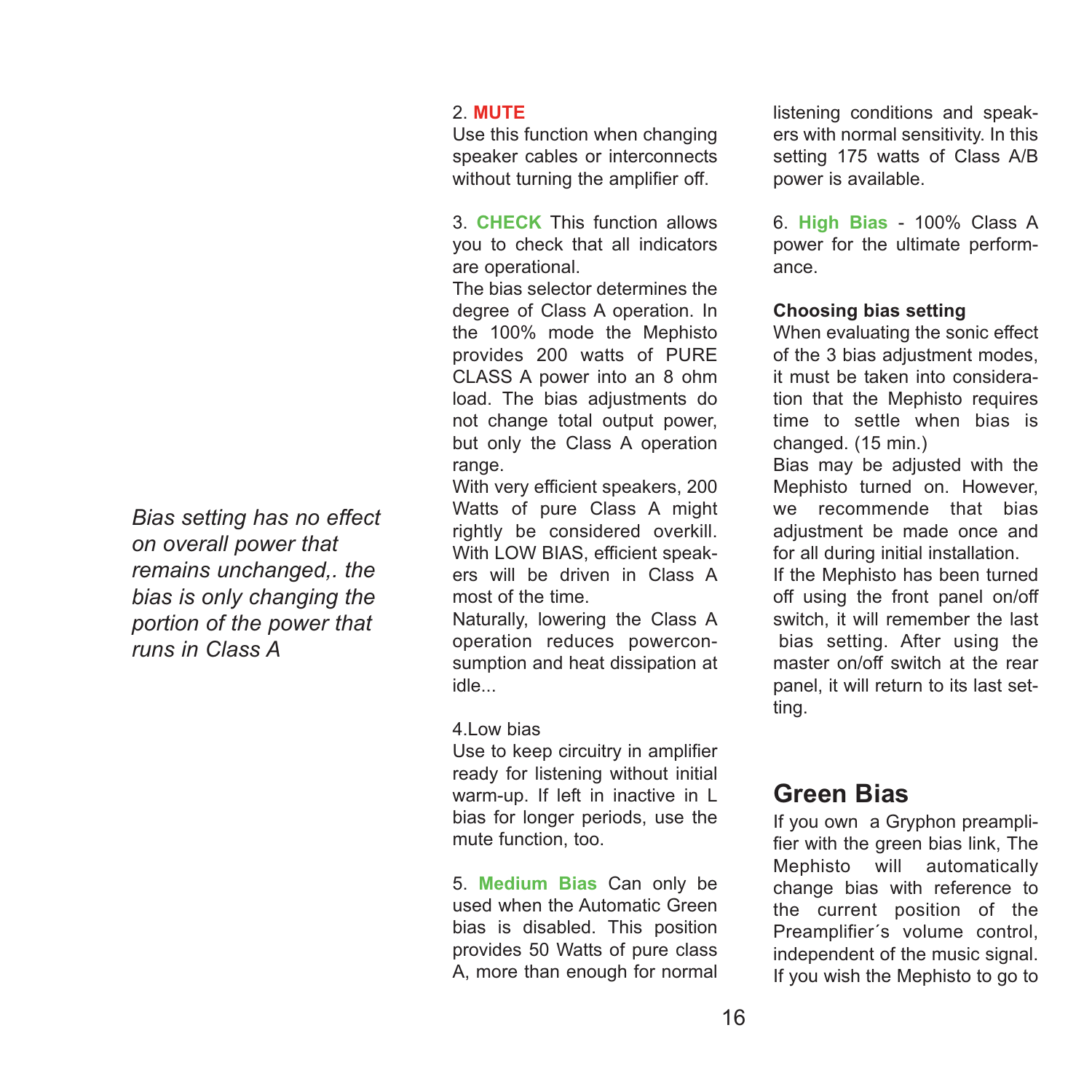*Bias setting has no effect on overall power that remains unchanged,. the bias is only changing the portion of the power that runs in Class A*

2. **MUTE**
Use this function when changing speaker cables or interconnects without turning the amplifier off.

3. **CHECK** This function allows you to check that all indicators are operational.
The bias selector determines the degree of Class A operation. In the 100% mode the Mephisto provides 200 watts of PURE CLASS A power into an 8 ohm load. The bias adjustments do not change total output power, but only the Class A operation range.
With very efficient speakers, 200 Watts of pure Class A might rightly be considered overkill. With LOW BIAS, efficient speakers will be driven in Class A most of the time.
Naturally, lowering the Class A operation reduces powerconsumption and heat dissipation at idle...

4.Low bias
Use to keep circuitry in amplifier ready for listening without initial warm-up. If left in inactive in L bias for longer periods, use the mute function, too.

5. **Medium Bias** Can only be used when the Automatic Green bias is disabled. This position provides 50 Watts of pure class A, more than enough for normal listening conditions and speakers with normal sensitivity. In this setting 175 watts of Class A/B power is available.

6. **High Bias** - 100% Class A power for the ultimate performance.

**Choosing bias setting**
When evaluating the sonic effect of the 3 bias adjustment modes, it must be taken into consideration that the Mephisto requires time to settle when bias is changed. (15 min.)
Bias may be adjusted with the Mephisto turned on. However, we recommende that bias adjustment be made once and for all during initial installation.
If the Mephisto has been turned off using the front panel on/off switch, it will remember the last bias setting. After using the master on/off switch at the rear panel, it will return to its last setting.

## Green Bias

If you own a Gryphon preamplifier with the green bias link, The Mephisto will automatically change bias with reference to the current position of the Preamplifier´s volume control, independent of the music signal. If you wish the Mephisto to go to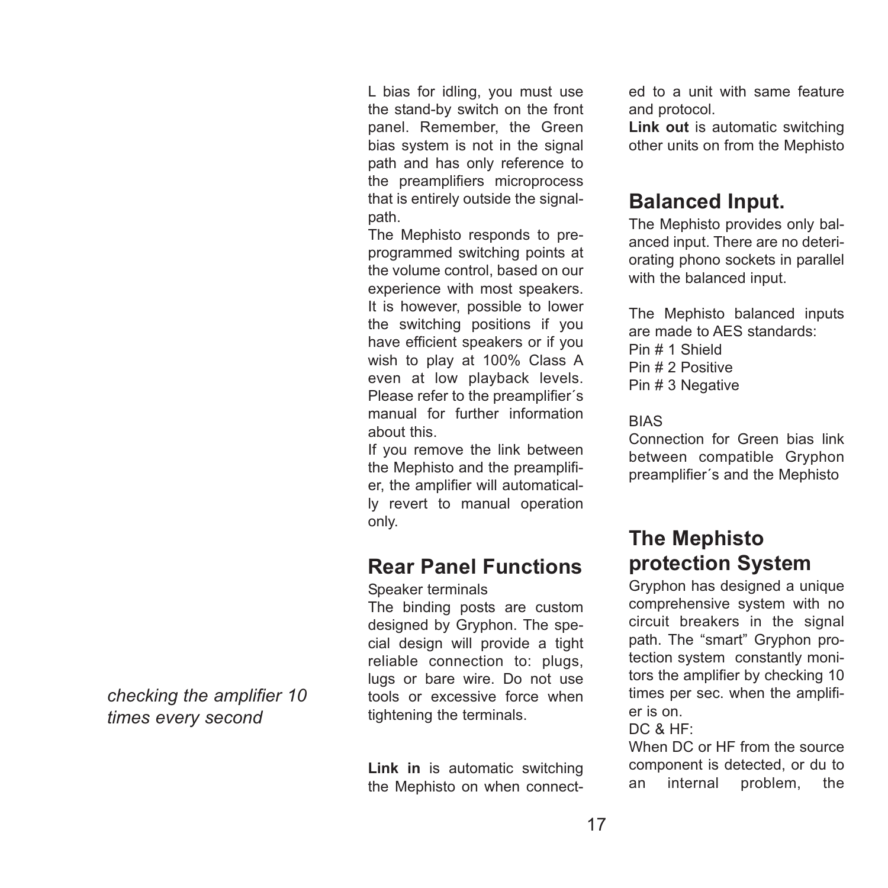L bias for idling, you must use the stand-by switch on the front panel. Remember, the Green bias system is not in the signal path and has only reference to the preamplifiers microprocess that is entirely outside the signal-path.

The Mephisto responds to pre-programmed switching points at the volume control, based on our experience with most speakers. It is however, possible to lower the switching positions if you have efficient speakers or if you wish to play at 100% Class A even at low playback levels. Please refer to the preamplifier´s manual for further information about this.

If you remove the link between the Mephisto and the preamplifier, the amplifier will automatically revert to manual operation only.

## Rear Panel Functions

Speaker terminals

The binding posts are custom designed by Gryphon. The special design will provide a tight reliable connection to: plugs, lugs or bare wire. Do not use tools or excessive force when tightening the terminals.

**Link in** is automatic switching the Mephisto on when connected to a unit with same feature and protocol.

**Link out** is automatic switching other units on from the Mephisto

## Balanced Input.

The Mephisto provides only balanced input. There are no deteriorating phono sockets in parallel with the balanced input.

The Mephisto balanced inputs are made to AES standards:
Pin # 1 Shield
Pin # 2 Positive
Pin # 3 Negative

BIAS

Connection for Green bias link between compatible Gryphon preamplifier´s and the Mephisto

## The Mephisto protection System

*checking the amplifier 10 times every second*

Gryphon has designed a unique comprehensive system with no circuit breakers in the signal path. The "smart" Gryphon protection system constantly monitors the amplifier by checking 10 times per sec. when the amplifier is on.

DC & HF:

When DC or HF from the source component is detected, or du to an internal problem, the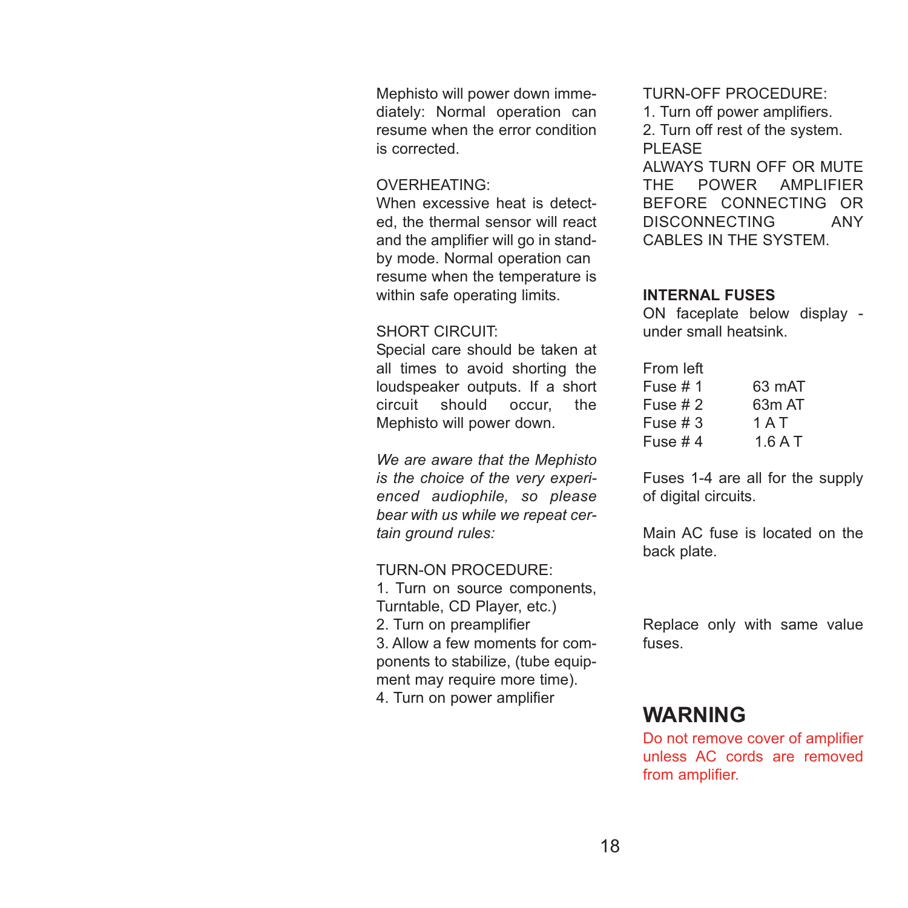Mephisto will power down immediately: Normal operation can resume when the error condition is corrected.

OVERHEATING:
When excessive heat is detected, the thermal sensor will react and the amplifier will go in standby mode. Normal operation can resume when the temperature is within safe operating limits.

SHORT CIRCUIT:
Special care should be taken at all times to avoid shorting the loudspeaker outputs. If a short circuit should occur, the Mephisto will power down.

*We are aware that the Mephisto is the choice of the very experienced audiophile, so please bear with us while we repeat certain ground rules:*

TURN-ON PROCEDURE:
1. Turn on source components, Turntable, CD Player, etc.)
2. Turn on preamplifier
3. Allow a few moments for components to stabilize, (tube equipment may require more time).
4. Turn on power amplifier

TURN-OFF PROCEDURE:
1. Turn off power amplifiers.
2. Turn off rest of the system.
PLEASE
ALWAYS TURN OFF OR MUTE THE POWER AMPLIFIER BEFORE CONNECTING OR DISCONNECTING ANY CABLES IN THE SYSTEM.

**INTERNAL FUSES**
ON faceplate below display - under small heatsink.

From left

| | |
|---|---|
| Fuse # 1 | 63 mAT |
| Fuse # 2 | 63m AT |
| Fuse # 3 | 1 A T |
| Fuse # 4 | 1.6 A T |

Fuses 1-4 are all for the supply of digital circuits.

Main AC fuse is located on the back plate.

Replace only with same value fuses.

## WARNING

Do not remove cover of amplifier unless AC cords are removed from amplifier.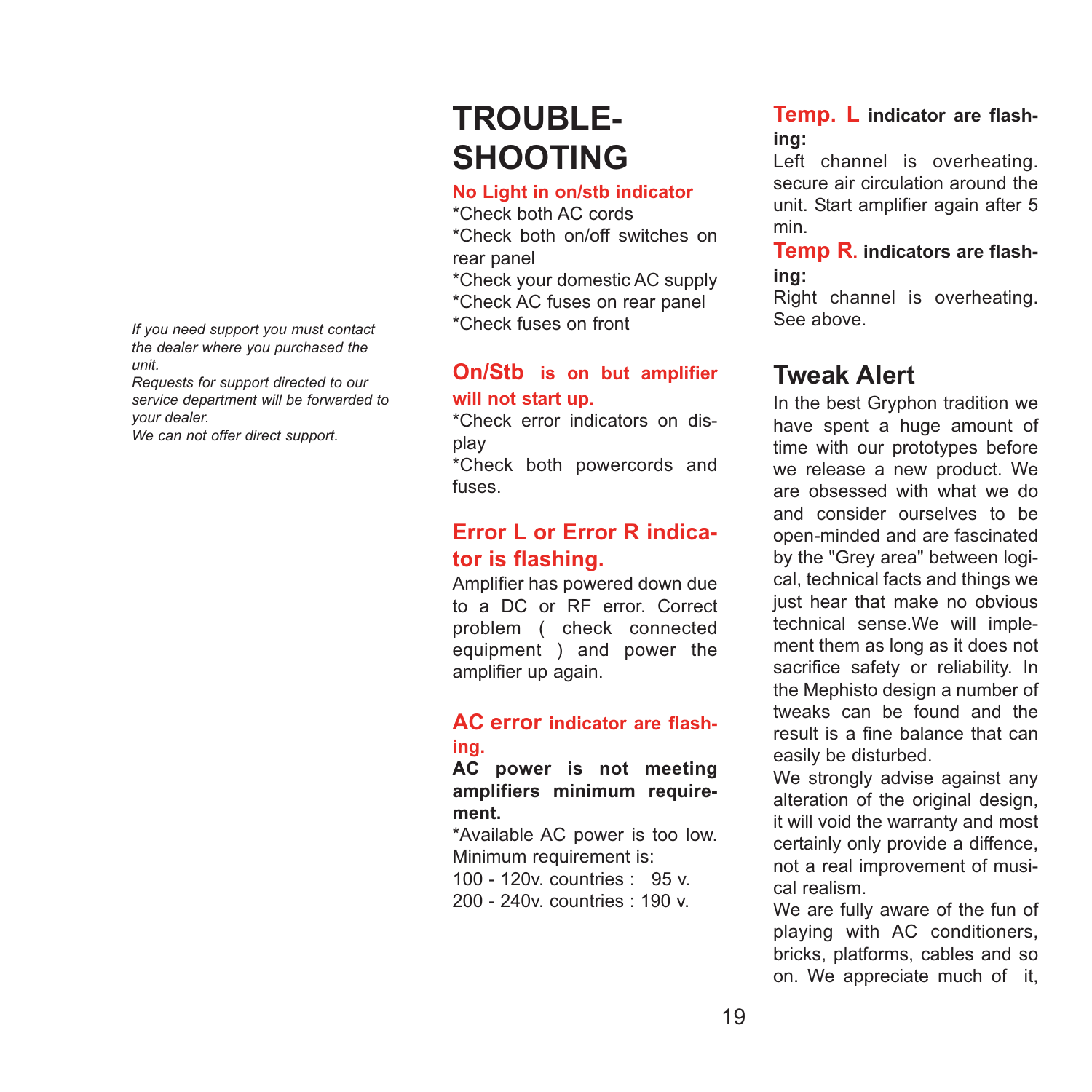*If you need support you must contact the dealer where you purchased the unit.*
*Requests for support directed to our service department will be forwarded to your dealer.*
*We can not offer direct support.*

# TROUBLE-SHOOTING

**No Light in on/stb indicator**

*Check both AC cords
*Check both on/off switches on rear panel
*Check your domestic AC supply
*Check AC fuses on rear panel
*Check fuses on front

### On/Stb is on but amplifier will not start up.

*Check error indicators on display
*Check both powercords and fuses.

### Error L or Error R indicator is flashing.

Amplifier has powered down due to a DC or RF error. Correct problem ( check connected equipment ) and power the amplifier up again.

### AC error indicator are flashing.

**AC power is not meeting amplifiers minimum requirement.**

*Available AC power is too low. Minimum requirement is:
100 - 120v. countries : 95 v.
200 - 240v. countries : 190 v.

### Temp. L indicator are flashing:

Left channel is overheating. secure air circulation around the unit. Start amplifier again after 5 min.

### Temp R. indicators are flashing:

Right channel is overheating. See above.

## Tweak Alert

In the best Gryphon tradition we have spent a huge amount of time with our prototypes before we release a new product. We are obsessed with what we do and consider ourselves to be open-minded and are fascinated by the "Grey area" between logical, technical facts and things we just hear that make no obvious technical sense.We will implement them as long as it does not sacrifice safety or reliability. In the Mephisto design a number of tweaks can be found and the result is a fine balance that can easily be disturbed.
We strongly advise against any alteration of the original design, it will void the warranty and most certainly only provide a diffence, not a real improvement of musical realism.
We are fully aware of the fun of playing with AC conditioners, bricks, platforms, cables and so on. We appreciate much of it,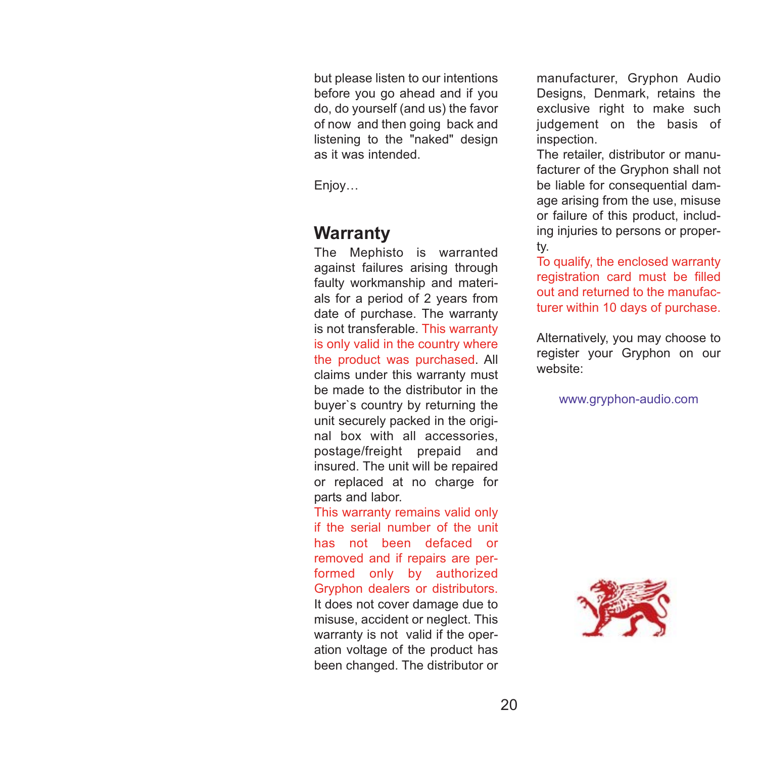but please listen to our intentions before you go ahead and if you do, do yourself (and us) the favor of now and then going back and listening to the "naked" design as it was intended.

Enjoy…

## Warranty

The Mephisto is warranted against failures arising through faulty workmanship and materials for a period of 2 years from date of purchase. The warranty is not transferable. This warranty is only valid in the country where the product was purchased. All claims under this warranty must be made to the distributor in the buyer`s country by returning the unit securely packed in the original box with all accessories, postage/freight prepaid and insured. The unit will be repaired or replaced at no charge for parts and labor.

This warranty remains valid only if the serial number of the unit has not been defaced or removed and if repairs are performed only by authorized Gryphon dealers or distributors. It does not cover damage due to misuse, accident or neglect. This warranty is not valid if the operation voltage of the product has been changed. The distributor or manufacturer, Gryphon Audio Designs, Denmark, retains the exclusive right to make such judgement on the basis of inspection.

The retailer, distributor or manufacturer of the Gryphon shall not be liable for consequential damage arising from the use, misuse or failure of this product, including injuries to persons or property.

To qualify, the enclosed warranty registration card must be filled out and returned to the manufacturer within 10 days of purchase.

Alternatively, you may choose to register your Gryphon on our website:

www.gryphon-audio.com